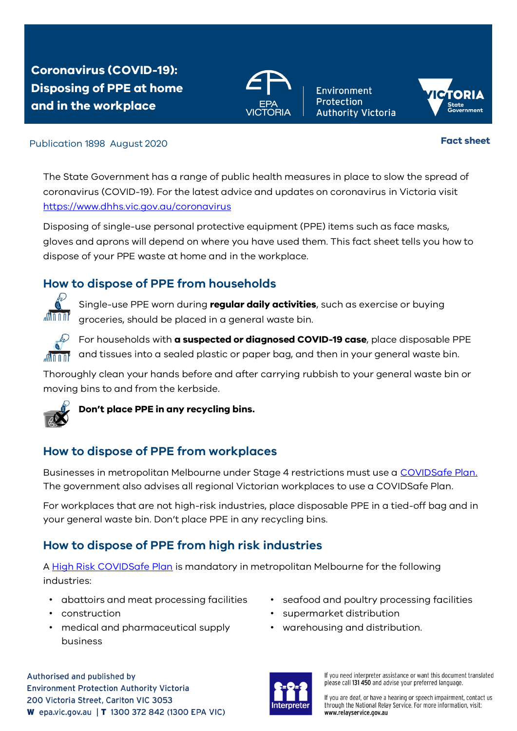# Coronavirus (COVID-19): Disposing of PPE at home and in the workplace

Environment Protection Authority Victoria

Publication 1898 August 2020

**Fact sheet**

The State Government has a range of public health measures in place to slow the spread of coronavirus (COVID-19). For the latest advice and updates on coronavirus in Victoria visit https://www.dhhs.vic.gov.au/coronavirus

Disposing of single-use personal protective equipment (PPE) items such as face masks, gloves and aprons will depend on where you have used them. This fact sheet tells you how to dispose of your PPE waste at home and in the workplace.

## How to dispose of PPE from households

Single-use PPE worn during **regular daily activities**, such as exercise or buying groceries, should be placed in a general waste bin.

For households with **a suspected or diagnosed COVID-19 case**, place disposable PPE and tissues into a sealed plastic or paper bag, and then in your general waste bin.

Thoroughly clean your hands before and after carrying rubbish to your general waste bin or moving bins to and from the kerbside.

**Don't place PPE in any recycling bins.**

## How to dispose of PPE from workplaces

Businesses in metropolitan Melbourne under Stage 4 restrictions must use a COVIDSafe Plan. The government also advises all regional Victorian workplaces to use a COVIDSafe Plan.

For workplaces that are not high-risk industries, place disposable PPE in a tied-off bag and in your general waste bin. Don't place PPE in any recycling bins.

## How to dispose of PPE from high risk industries

A High Risk COVIDSafe Plan is mandatory in metropolitan Melbourne for the following industries:

- abattoirs and meat processing facilities
- construction
- medical and pharmaceutical supply business
- seafood and poultry processing facilities
- supermarket distribution
- warehousing and distribution.

Authorised and published by
Environment Protection Authority Victoria
200 Victoria Street, Carlton VIC 3053
**W** epa.vic.gov.au | **T** 1300 372 842 (1300 EPA VIC)

Interpreter

If you need interpreter assistance or want this document translated please call **131 450** and advise your preferred language.

If you are deaf, or have a hearing or speech impairment, contact us through the National Relay Service. For more information, visit: **www.relayservice.gov.au**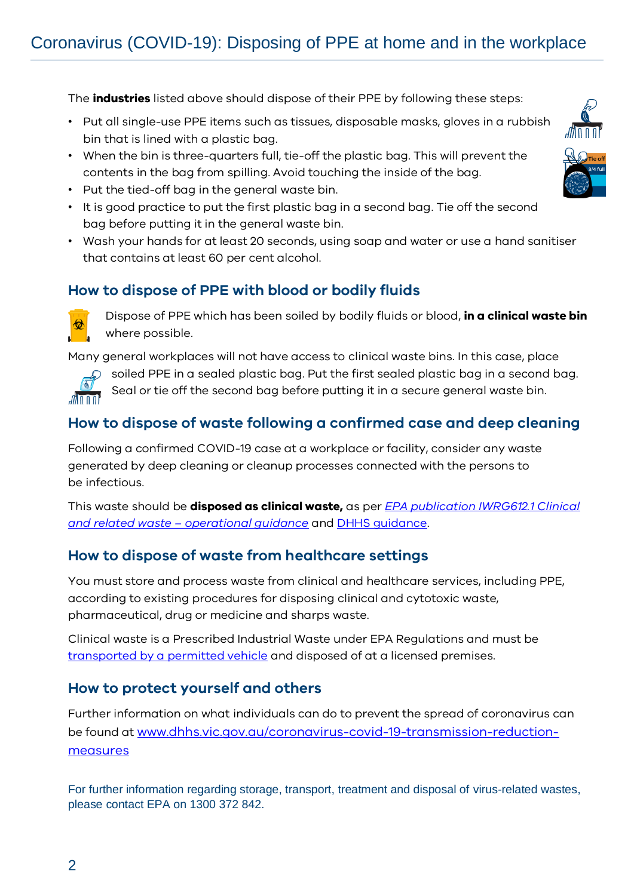The **industries** listed above should dispose of their PPE by following these steps:

- Put all single-use PPE items such as tissues, disposable masks, gloves in a rubbish bin that is lined with a plastic bag.
- When the bin is three-quarters full, tie-off the plastic bag. This will prevent the contents in the bag from spilling. Avoid touching the inside of the bag.
- Put the tied-off bag in the general waste bin.
- It is good practice to put the first plastic bag in a second bag. Tie off the second bag before putting it in the general waste bin.
- Wash your hands for at least 20 seconds, using soap and water or use a hand sanitiser that contains at least 60 per cent alcohol.

## How to dispose of PPE with blood or bodily fluids

Dispose of PPE which has been soiled by bodily fluids or blood, **in a clinical waste bin** where possible.

Many general workplaces will not have access to clinical waste bins. In this case, place soiled PPE in a sealed plastic bag. Put the first sealed plastic bag in a second bag. Seal or tie off the second bag before putting it in a secure general waste bin.

## How to dispose of waste following a confirmed case and deep cleaning

Following a confirmed COVID-19 case at a workplace or facility, consider any waste generated by deep cleaning or cleanup processes connected with the persons to be infectious.

This waste should be **disposed as clinical waste,** as per *EPA publication IWRG612.1 Clinical and related waste – operational guidance* and DHHS guidance.

## How to dispose of waste from healthcare settings

You must store and process waste from clinical and healthcare services, including PPE, according to existing procedures for disposing clinical and cytotoxic waste, pharmaceutical, drug or medicine and sharps waste.

Clinical waste is a Prescribed Industrial Waste under EPA Regulations and must be transported by a permitted vehicle and disposed of at a licensed premises.

## How to protect yourself and others

Further information on what individuals can do to prevent the spread of coronavirus can be found at www.dhhs.vic.gov.au/coronavirus-covid-19-transmission-reduction-measures

For further information regarding storage, transport, treatment and disposal of virus-related wastes, please contact EPA on 1300 372 842.